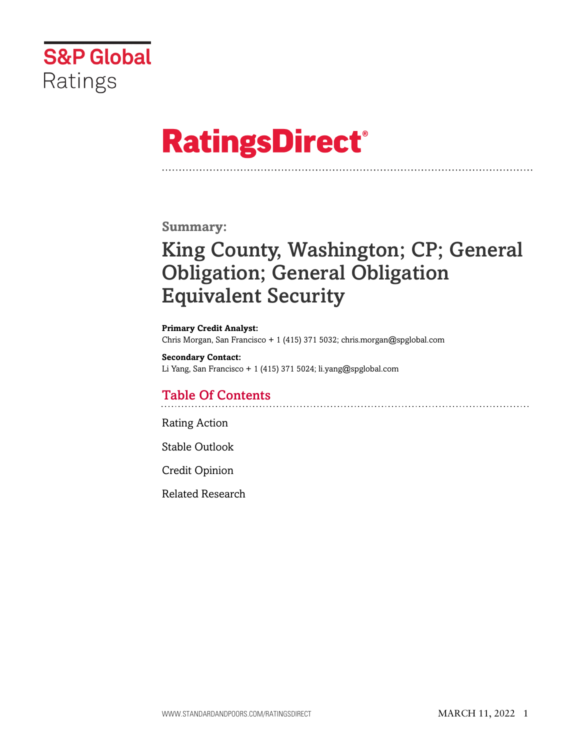S&P Global Ratings

# RatingsDirect®

**Summary:**

## King County, Washington; CP; General Obligation; General Obligation Equivalent Security

**Primary Credit Analyst:**
Chris Morgan, San Francisco + 1 (415) 371 5032; chris.morgan@spglobal.com

**Secondary Contact:**
Li Yang, San Francisco + 1 (415) 371 5024; li.yang@spglobal.com

## Table Of Contents

Rating Action

Stable Outlook

Credit Opinion

Related Research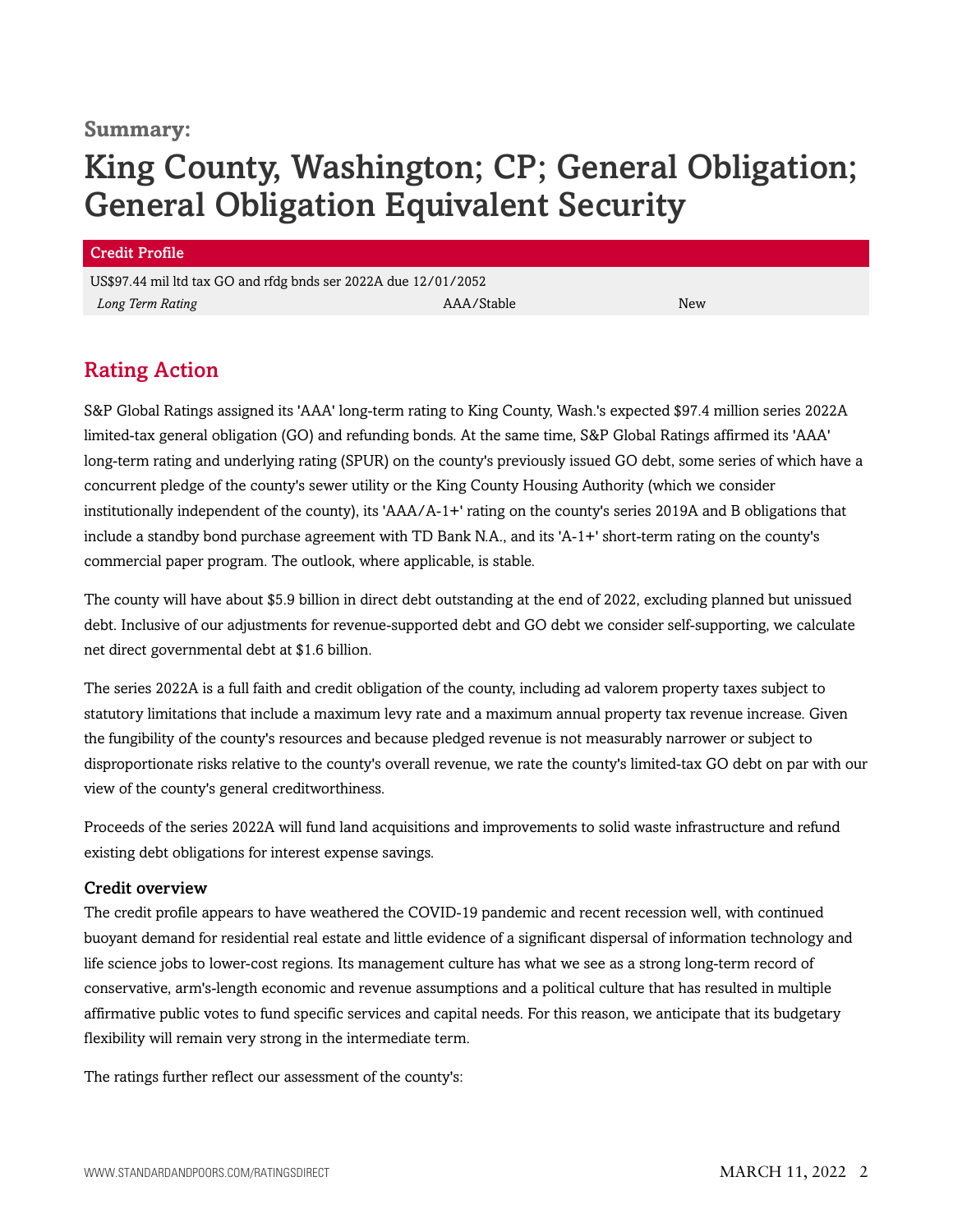**Summary:**

# King County, Washington; CP; General Obligation; General Obligation Equivalent Security

| Credit Profile | | |
|---|---|---|
| US$97.44 mil ltd tax GO and rfdg bnds ser 2022A due 12/01/2052 | | |
| *Long Term Rating* | AAA/Stable | New |

## Rating Action

S&P Global Ratings assigned its 'AAA' long-term rating to King County, Wash.'s expected $97.4 million series 2022A limited-tax general obligation (GO) and refunding bonds. At the same time, S&P Global Ratings affirmed its 'AAA' long-term rating and underlying rating (SPUR) on the county's previously issued GO debt, some series of which have a concurrent pledge of the county's sewer utility or the King County Housing Authority (which we consider institutionally independent of the county), its 'AAA/A-1+' rating on the county's series 2019A and B obligations that include a standby bond purchase agreement with TD Bank N.A., and its 'A-1+' short-term rating on the county's commercial paper program. The outlook, where applicable, is stable.

The county will have about $5.9 billion in direct debt outstanding at the end of 2022, excluding planned but unissued debt. Inclusive of our adjustments for revenue-supported debt and GO debt we consider self-supporting, we calculate net direct governmental debt at $1.6 billion.

The series 2022A is a full faith and credit obligation of the county, including ad valorem property taxes subject to statutory limitations that include a maximum levy rate and a maximum annual property tax revenue increase. Given the fungibility of the county's resources and because pledged revenue is not measurably narrower or subject to disproportionate risks relative to the county's overall revenue, we rate the county's limited-tax GO debt on par with our view of the county's general creditworthiness.

Proceeds of the series 2022A will fund land acquisitions and improvements to solid waste infrastructure and refund existing debt obligations for interest expense savings.

### Credit overview

The credit profile appears to have weathered the COVID-19 pandemic and recent recession well, with continued buoyant demand for residential real estate and little evidence of a significant dispersal of information technology and life science jobs to lower-cost regions. Its management culture has what we see as a strong long-term record of conservative, arm's-length economic and revenue assumptions and a political culture that has resulted in multiple affirmative public votes to fund specific services and capital needs. For this reason, we anticipate that its budgetary flexibility will remain very strong in the intermediate term.

The ratings further reflect our assessment of the county's: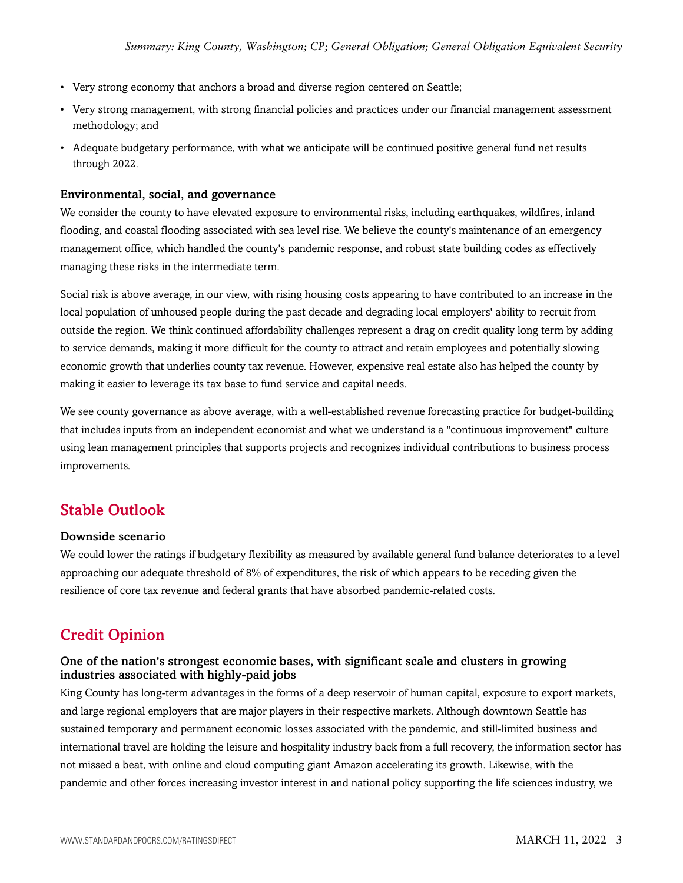- Very strong economy that anchors a broad and diverse region centered on Seattle;
- Very strong management, with strong financial policies and practices under our financial management assessment methodology; and
- Adequate budgetary performance, with what we anticipate will be continued positive general fund net results through 2022.

### Environmental, social, and governance

We consider the county to have elevated exposure to environmental risks, including earthquakes, wildfires, inland flooding, and coastal flooding associated with sea level rise. We believe the county's maintenance of an emergency management office, which handled the county's pandemic response, and robust state building codes as effectively managing these risks in the intermediate term.

Social risk is above average, in our view, with rising housing costs appearing to have contributed to an increase in the local population of unhoused people during the past decade and degrading local employers' ability to recruit from outside the region. We think continued affordability challenges represent a drag on credit quality long term by adding to service demands, making it more difficult for the county to attract and retain employees and potentially slowing economic growth that underlies county tax revenue. However, expensive real estate also has helped the county by making it easier to leverage its tax base to fund service and capital needs.

We see county governance as above average, with a well-established revenue forecasting practice for budget-building that includes inputs from an independent economist and what we understand is a "continuous improvement" culture using lean management principles that supports projects and recognizes individual contributions to business process improvements.

## Stable Outlook

### Downside scenario

We could lower the ratings if budgetary flexibility as measured by available general fund balance deteriorates to a level approaching our adequate threshold of 8% of expenditures, the risk of which appears to be receding given the resilience of core tax revenue and federal grants that have absorbed pandemic-related costs.

## Credit Opinion

### One of the nation's strongest economic bases, with significant scale and clusters in growing industries associated with highly-paid jobs

King County has long-term advantages in the forms of a deep reservoir of human capital, exposure to export markets, and large regional employers that are major players in their respective markets. Although downtown Seattle has sustained temporary and permanent economic losses associated with the pandemic, and still-limited business and international travel are holding the leisure and hospitality industry back from a full recovery, the information sector has not missed a beat, with online and cloud computing giant Amazon accelerating its growth. Likewise, with the pandemic and other forces increasing investor interest in and national policy supporting the life sciences industry, we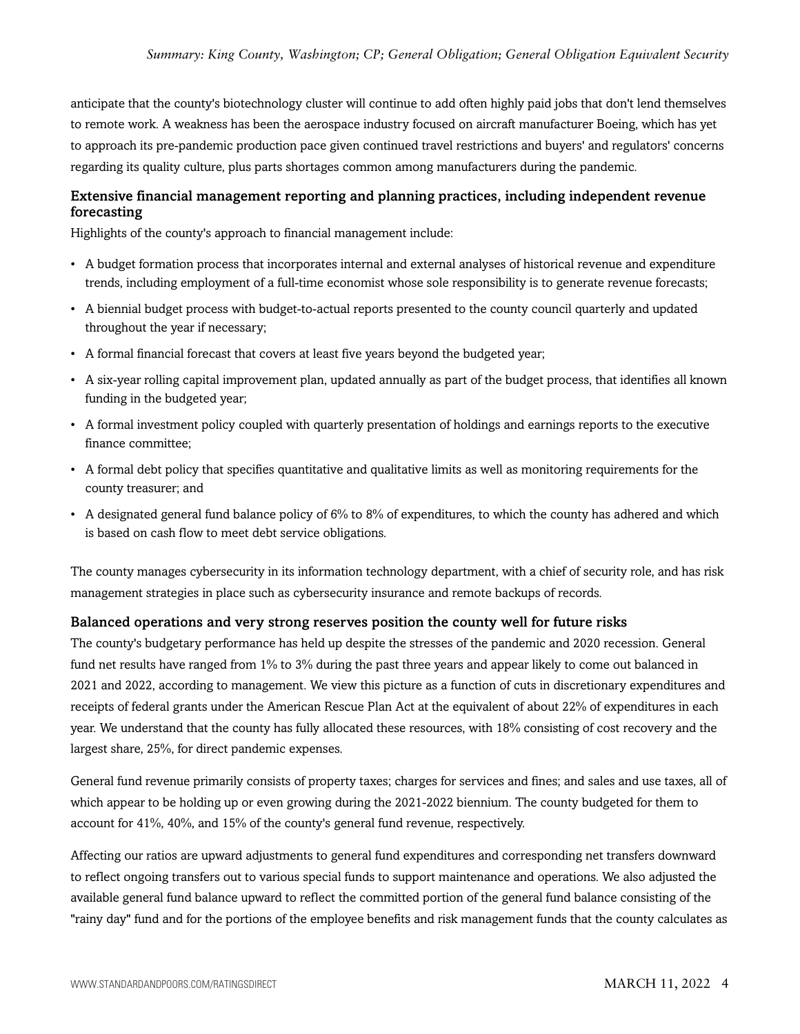anticipate that the county's biotechnology cluster will continue to add often highly paid jobs that don't lend themselves to remote work. A weakness has been the aerospace industry focused on aircraft manufacturer Boeing, which has yet to approach its pre-pandemic production pace given continued travel restrictions and buyers' and regulators' concerns regarding its quality culture, plus parts shortages common among manufacturers during the pandemic.

### Extensive financial management reporting and planning practices, including independent revenue forecasting

Highlights of the county's approach to financial management include:

- A budget formation process that incorporates internal and external analyses of historical revenue and expenditure trends, including employment of a full-time economist whose sole responsibility is to generate revenue forecasts;
- A biennial budget process with budget-to-actual reports presented to the county council quarterly and updated throughout the year if necessary;
- A formal financial forecast that covers at least five years beyond the budgeted year;
- A six-year rolling capital improvement plan, updated annually as part of the budget process, that identifies all known funding in the budgeted year;
- A formal investment policy coupled with quarterly presentation of holdings and earnings reports to the executive finance committee;
- A formal debt policy that specifies quantitative and qualitative limits as well as monitoring requirements for the county treasurer; and
- A designated general fund balance policy of 6% to 8% of expenditures, to which the county has adhered and which is based on cash flow to meet debt service obligations.

The county manages cybersecurity in its information technology department, with a chief of security role, and has risk management strategies in place such as cybersecurity insurance and remote backups of records.

### Balanced operations and very strong reserves position the county well for future risks

The county's budgetary performance has held up despite the stresses of the pandemic and 2020 recession. General fund net results have ranged from 1% to 3% during the past three years and appear likely to come out balanced in 2021 and 2022, according to management. We view this picture as a function of cuts in discretionary expenditures and receipts of federal grants under the American Rescue Plan Act at the equivalent of about 22% of expenditures in each year. We understand that the county has fully allocated these resources, with 18% consisting of cost recovery and the largest share, 25%, for direct pandemic expenses.

General fund revenue primarily consists of property taxes; charges for services and fines; and sales and use taxes, all of which appear to be holding up or even growing during the 2021-2022 biennium. The county budgeted for them to account for 41%, 40%, and 15% of the county's general fund revenue, respectively.

Affecting our ratios are upward adjustments to general fund expenditures and corresponding net transfers downward to reflect ongoing transfers out to various special funds to support maintenance and operations. We also adjusted the available general fund balance upward to reflect the committed portion of the general fund balance consisting of the "rainy day" fund and for the portions of the employee benefits and risk management funds that the county calculates as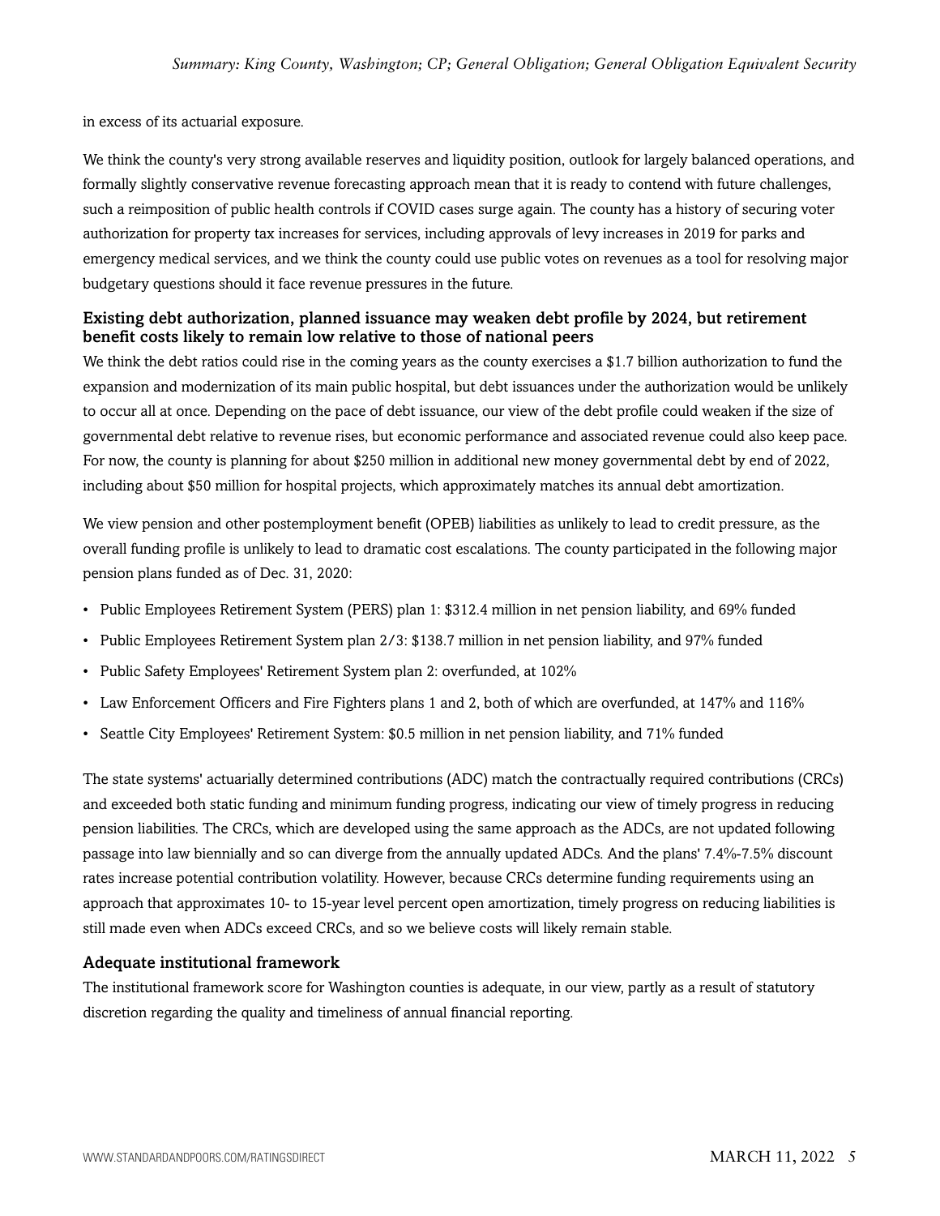in excess of its actuarial exposure.

We think the county's very strong available reserves and liquidity position, outlook for largely balanced operations, and formally slightly conservative revenue forecasting approach mean that it is ready to contend with future challenges, such a reimposition of public health controls if COVID cases surge again. The county has a history of securing voter authorization for property tax increases for services, including approvals of levy increases in 2019 for parks and emergency medical services, and we think the county could use public votes on revenues as a tool for resolving major budgetary questions should it face revenue pressures in the future.

### Existing debt authorization, planned issuance may weaken debt profile by 2024, but retirement benefit costs likely to remain low relative to those of national peers

We think the debt ratios could rise in the coming years as the county exercises a $1.7 billion authorization to fund the expansion and modernization of its main public hospital, but debt issuances under the authorization would be unlikely to occur all at once. Depending on the pace of debt issuance, our view of the debt profile could weaken if the size of governmental debt relative to revenue rises, but economic performance and associated revenue could also keep pace. For now, the county is planning for about $250 million in additional new money governmental debt by end of 2022, including about $50 million for hospital projects, which approximately matches its annual debt amortization.

We view pension and other postemployment benefit (OPEB) liabilities as unlikely to lead to credit pressure, as the overall funding profile is unlikely to lead to dramatic cost escalations. The county participated in the following major pension plans funded as of Dec. 31, 2020:

- Public Employees Retirement System (PERS) plan 1: $312.4 million in net pension liability, and 69% funded
- Public Employees Retirement System plan 2/3: $138.7 million in net pension liability, and 97% funded
- Public Safety Employees' Retirement System plan 2: overfunded, at 102%
- Law Enforcement Officers and Fire Fighters plans 1 and 2, both of which are overfunded, at 147% and 116%
- Seattle City Employees' Retirement System: $0.5 million in net pension liability, and 71% funded

The state systems' actuarially determined contributions (ADC) match the contractually required contributions (CRCs) and exceeded both static funding and minimum funding progress, indicating our view of timely progress in reducing pension liabilities. The CRCs, which are developed using the same approach as the ADCs, are not updated following passage into law biennially and so can diverge from the annually updated ADCs. And the plans' 7.4%-7.5% discount rates increase potential contribution volatility. However, because CRCs determine funding requirements using an approach that approximates 10- to 15-year level percent open amortization, timely progress on reducing liabilities is still made even when ADCs exceed CRCs, and so we believe costs will likely remain stable.

### Adequate institutional framework

The institutional framework score for Washington counties is adequate, in our view, partly as a result of statutory discretion regarding the quality and timeliness of annual financial reporting.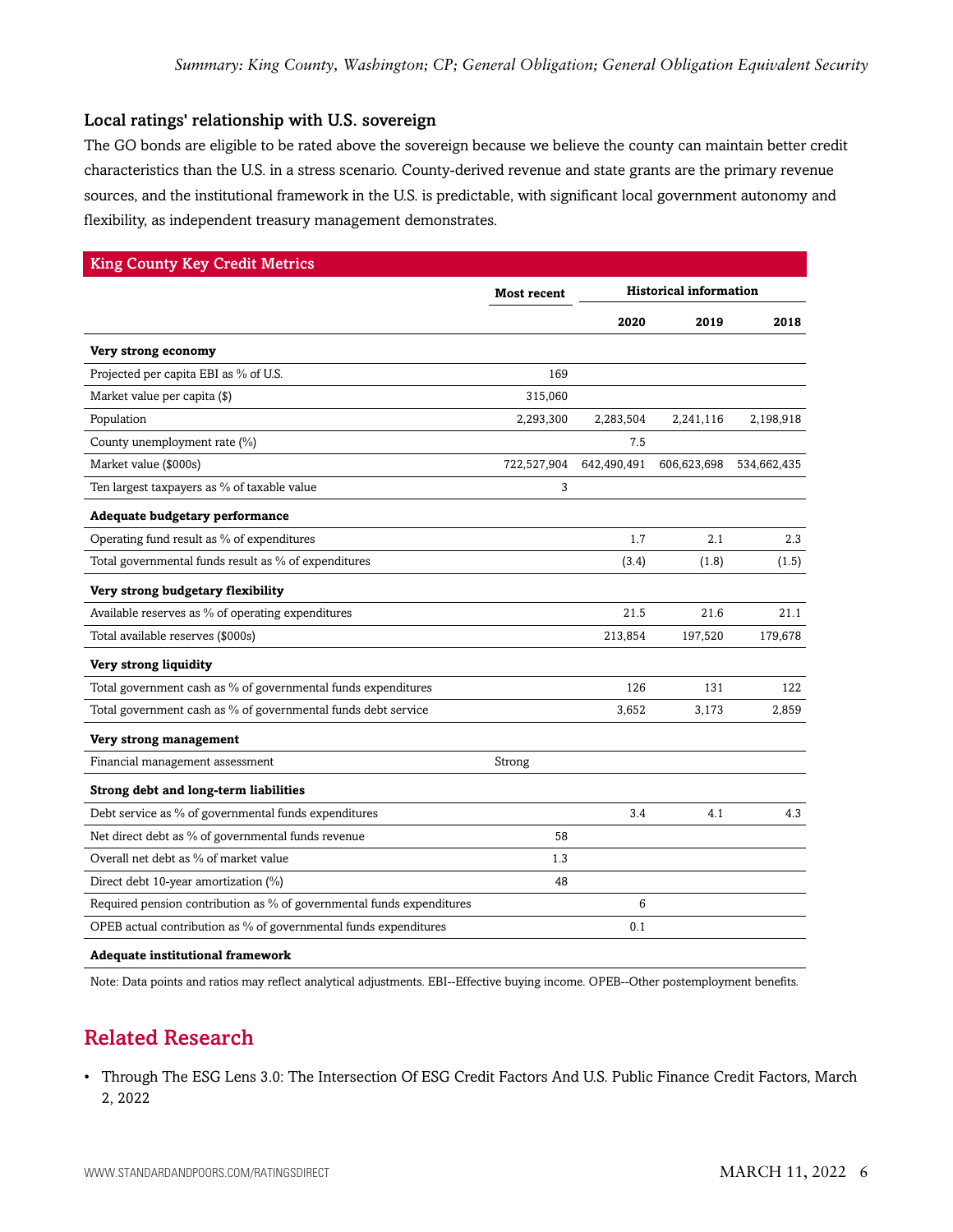### Local ratings' relationship with U.S. sovereign

The GO bonds are eligible to be rated above the sovereign because we believe the county can maintain better credit characteristics than the U.S. in a stress scenario. County-derived revenue and state grants are the primary revenue sources, and the institutional framework in the U.S. is predictable, with significant local government autonomy and flexibility, as independent treasury management demonstrates.

**King County Key Credit Metrics**

| | Most recent | Historical information | | |
|---|---|---|---|---|
| | | 2020 | 2019 | 2018 |
| **Very strong economy** | | | | |
| Projected per capita EBI as % of U.S. | 169 | | | |
| Market value per capita ($) | 315,060 | | | |
| Population | 2,293,300 | 2,283,504 | 2,241,116 | 2,198,918 |
| County unemployment rate (%) | | 7.5 | | |
| Market value ($000s) | 722,527,904 | 642,490,491 | 606,623,698 | 534,662,435 |
| Ten largest taxpayers as % of taxable value | 3 | | | |
| **Adequate budgetary performance** | | | | |
| Operating fund result as % of expenditures | | 1.7 | 2.1 | 2.3 |
| Total governmental funds result as % of expenditures | | (3.4) | (1.8) | (1.5) |
| **Very strong budgetary flexibility** | | | | |
| Available reserves as % of operating expenditures | | 21.5 | 21.6 | 21.1 |
| Total available reserves ($000s) | | 213,854 | 197,520 | 179,678 |
| **Very strong liquidity** | | | | |
| Total government cash as % of governmental funds expenditures | | 126 | 131 | 122 |
| Total government cash as % of governmental funds debt service | | 3,652 | 3,173 | 2,859 |
| **Very strong management** | | | | |
| Financial management assessment | Strong | | | |
| **Strong debt and long-term liabilities** | | | | |
| Debt service as % of governmental funds expenditures | | 3.4 | 4.1 | 4.3 |
| Net direct debt as % of governmental funds revenue | 58 | | | |
| Overall net debt as % of market value | 1.3 | | | |
| Direct debt 10-year amortization (%) | 48 | | | |
| Required pension contribution as % of governmental funds expenditures | | 6 | | |
| OPEB actual contribution as % of governmental funds expenditures | | 0.1 | | |
| **Adequate institutional framework** | | | | |

Note: Data points and ratios may reflect analytical adjustments. EBI--Effective buying income. OPEB--Other postemployment benefits.

## Related Research

- Through The ESG Lens 3.0: The Intersection Of ESG Credit Factors And U.S. Public Finance Credit Factors, March 2, 2022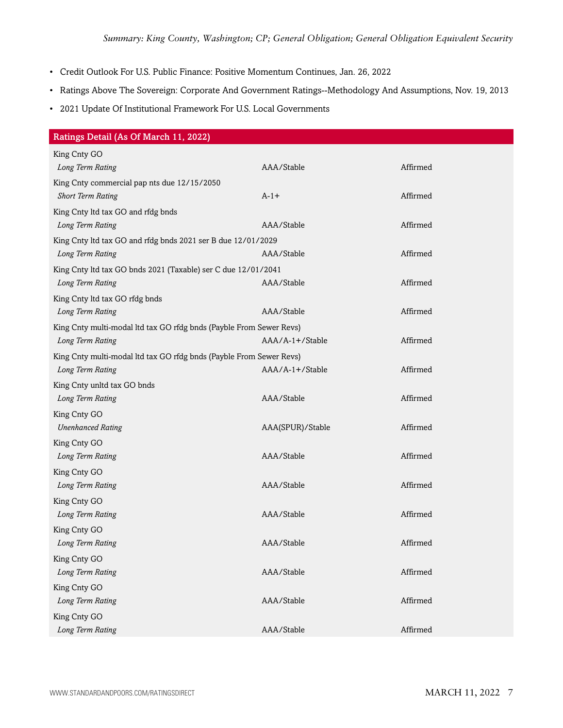- Credit Outlook For U.S. Public Finance: Positive Momentum Continues, Jan. 26, 2022
- Ratings Above The Sovereign: Corporate And Government Ratings--Methodology And Assumptions, Nov. 19, 2013
- 2021 Update Of Institutional Framework For U.S. Local Governments

| Ratings Detail (As Of March 11, 2022) | | |
|---|---|---|
| King Cnty GO | | |
| *Long Term Rating* | AAA/Stable | Affirmed |
| King Cnty commercial pap nts due 12/15/2050 | | |
| *Short Term Rating* | A-1+ | Affirmed |
| King Cnty ltd tax GO and rfdg bnds | | |
| *Long Term Rating* | AAA/Stable | Affirmed |
| King Cnty ltd tax GO and rfdg bnds 2021 ser B due 12/01/2029 | | |
| *Long Term Rating* | AAA/Stable | Affirmed |
| King Cnty ltd tax GO bnds 2021 (Taxable) ser C due 12/01/2041 | | |
| *Long Term Rating* | AAA/Stable | Affirmed |
| King Cnty ltd tax GO rfdg bnds | | |
| *Long Term Rating* | AAA/Stable | Affirmed |
| King Cnty multi-modal ltd tax GO rfdg bnds (Payble From Sewer Revs) | | |
| *Long Term Rating* | AAA/A-1+/Stable | Affirmed |
| King Cnty multi-modal ltd tax GO rfdg bnds (Payble From Sewer Revs) | | |
| *Long Term Rating* | AAA/A-1+/Stable | Affirmed |
| King Cnty unltd tax GO bnds | | |
| *Long Term Rating* | AAA/Stable | Affirmed |
| King Cnty GO | | |
| *Unenhanced Rating* | AAA(SPUR)/Stable | Affirmed |
| King Cnty GO | | |
| *Long Term Rating* | AAA/Stable | Affirmed |
| King Cnty GO | | |
| *Long Term Rating* | AAA/Stable | Affirmed |
| King Cnty GO | | |
| *Long Term Rating* | AAA/Stable | Affirmed |
| King Cnty GO | | |
| *Long Term Rating* | AAA/Stable | Affirmed |
| King Cnty GO | | |
| *Long Term Rating* | AAA/Stable | Affirmed |
| King Cnty GO | | |
| *Long Term Rating* | AAA/Stable | Affirmed |
| King Cnty GO | | |
| *Long Term Rating* | AAA/Stable | Affirmed |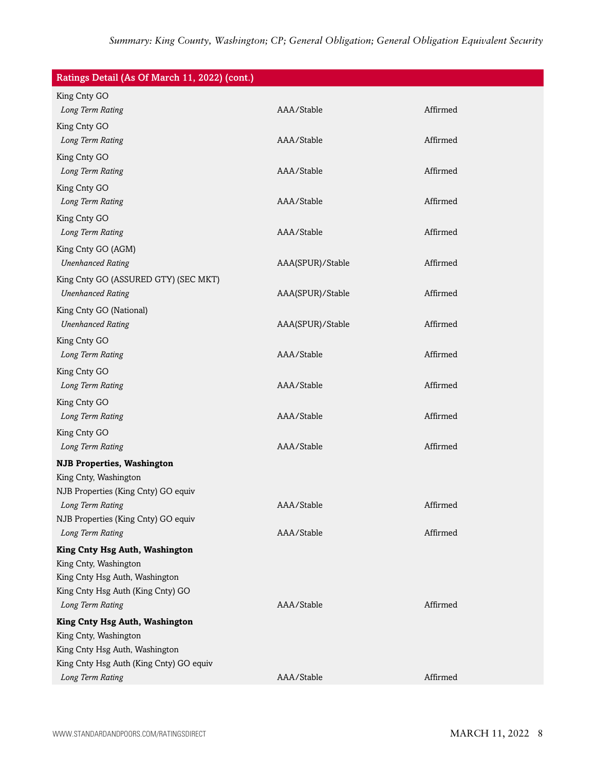| Ratings Detail (As Of March 11, 2022) (cont.) | | |
|---|---|---|
| King Cnty GO | | |
| *Long Term Rating* | AAA/Stable | Affirmed |
| King Cnty GO | | |
| *Long Term Rating* | AAA/Stable | Affirmed |
| King Cnty GO | | |
| *Long Term Rating* | AAA/Stable | Affirmed |
| King Cnty GO | | |
| *Long Term Rating* | AAA/Stable | Affirmed |
| King Cnty GO | | |
| *Long Term Rating* | AAA/Stable | Affirmed |
| King Cnty GO (AGM) | | |
| *Unenhanced Rating* | AAA(SPUR)/Stable | Affirmed |
| King Cnty GO (ASSURED GTY) (SEC MKT) | | |
| *Unenhanced Rating* | AAA(SPUR)/Stable | Affirmed |
| King Cnty GO (National) | | |
| *Unenhanced Rating* | AAA(SPUR)/Stable | Affirmed |
| King Cnty GO | | |
| *Long Term Rating* | AAA/Stable | Affirmed |
| King Cnty GO | | |
| *Long Term Rating* | AAA/Stable | Affirmed |
| King Cnty GO | | |
| *Long Term Rating* | AAA/Stable | Affirmed |
| King Cnty GO | | |
| *Long Term Rating* | AAA/Stable | Affirmed |
| **NJB Properties, Washington** | | |
| King Cnty, Washington | | |
| NJB Properties (King Cnty) GO equiv | | |
| *Long Term Rating* | AAA/Stable | Affirmed |
| NJB Properties (King Cnty) GO equiv | | |
| *Long Term Rating* | AAA/Stable | Affirmed |
| **King Cnty Hsg Auth, Washington** | | |
| King Cnty, Washington | | |
| King Cnty Hsg Auth, Washington | | |
| King Cnty Hsg Auth (King Cnty) GO | | |
| *Long Term Rating* | AAA/Stable | Affirmed |
| **King Cnty Hsg Auth, Washington** | | |
| King Cnty, Washington | | |
| King Cnty Hsg Auth, Washington | | |
| King Cnty Hsg Auth (King Cnty) GO equiv | | |
| *Long Term Rating* | AAA/Stable | Affirmed |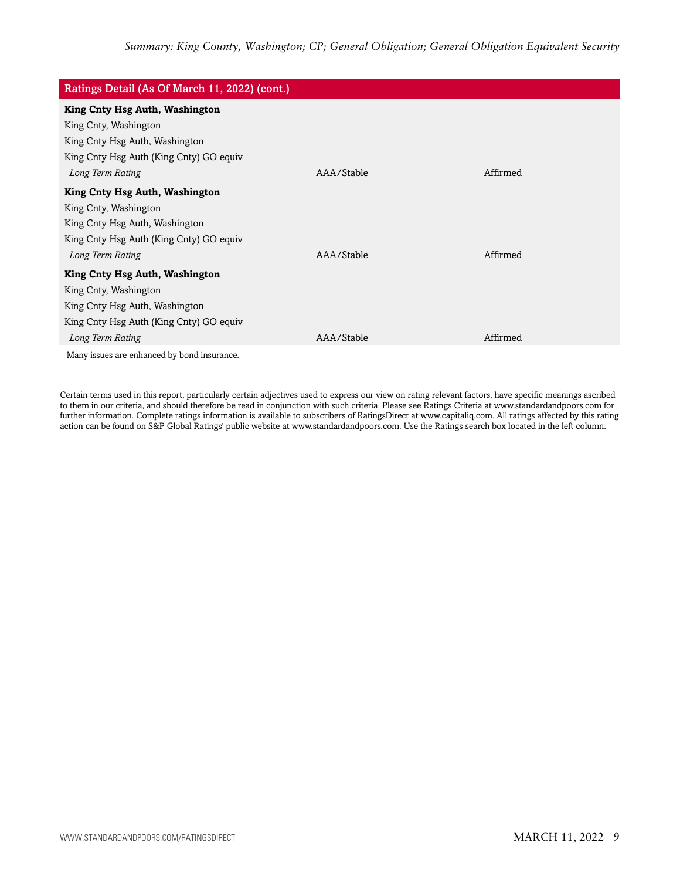| Ratings Detail (As Of March 11, 2022) (cont.) | | |
|---|---|---|
| **King Cnty Hsg Auth, Washington** | | |
| King Cnty, Washington | | |
| King Cnty Hsg Auth, Washington | | |
| King Cnty Hsg Auth (King Cnty) GO equiv | | |
| *Long Term Rating* | AAA/Stable | Affirmed |
| **King Cnty Hsg Auth, Washington** | | |
| King Cnty, Washington | | |
| King Cnty Hsg Auth, Washington | | |
| King Cnty Hsg Auth (King Cnty) GO equiv | | |
| *Long Term Rating* | AAA/Stable | Affirmed |
| **King Cnty Hsg Auth, Washington** | | |
| King Cnty, Washington | | |
| King Cnty Hsg Auth, Washington | | |
| King Cnty Hsg Auth (King Cnty) GO equiv | | |
| *Long Term Rating* | AAA/Stable | Affirmed |

Many issues are enhanced by bond insurance.

Certain terms used in this report, particularly certain adjectives used to express our view on rating relevant factors, have specific meanings ascribed to them in our criteria, and should therefore be read in conjunction with such criteria. Please see Ratings Criteria at www.standardandpoors.com for further information. Complete ratings information is available to subscribers of RatingsDirect at www.capitaliq.com. All ratings affected by this rating action can be found on S&P Global Ratings' public website at www.standardandpoors.com. Use the Ratings search box located in the left column.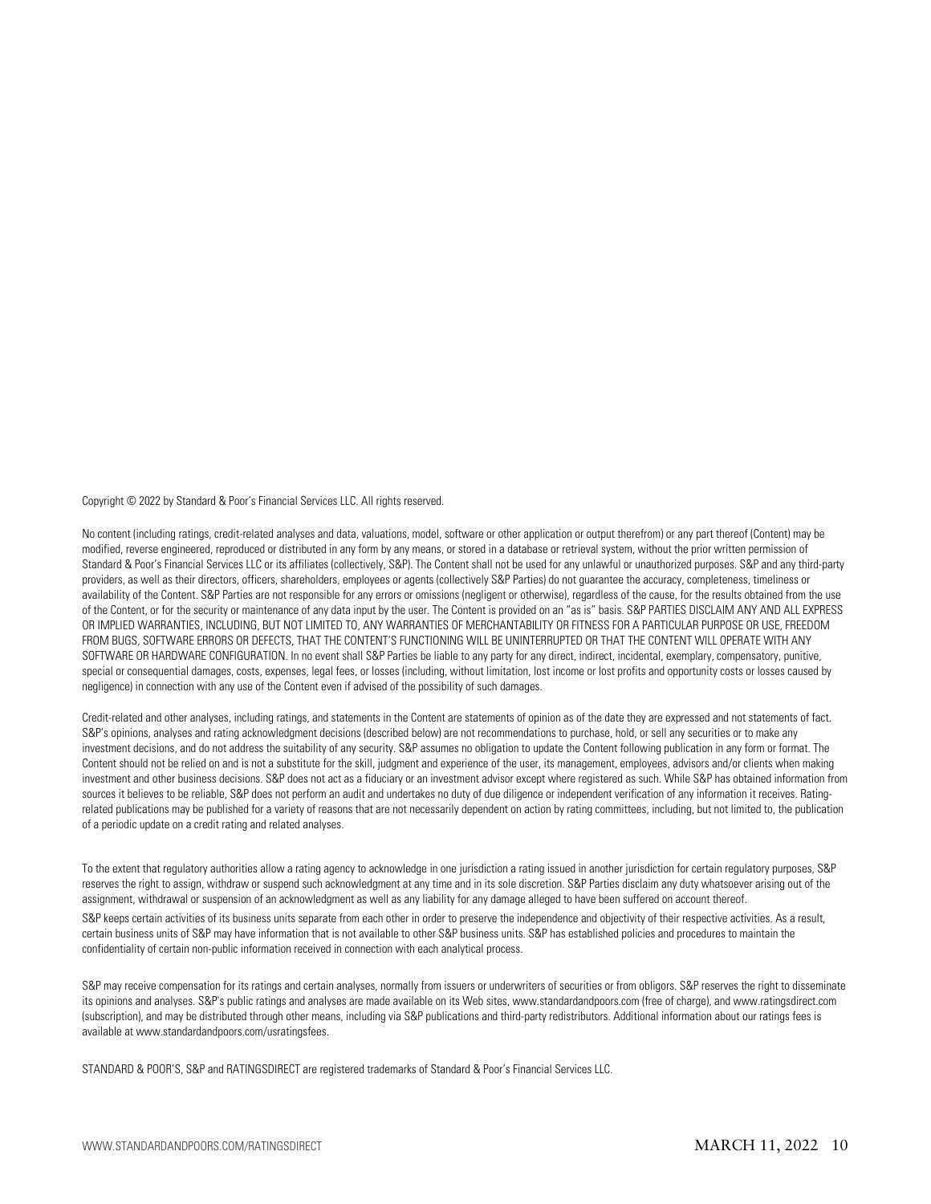Copyright © 2022 by Standard & Poor's Financial Services LLC. All rights reserved.

No content (including ratings, credit-related analyses and data, valuations, model, software or other application or output therefrom) or any part thereof (Content) may be modified, reverse engineered, reproduced or distributed in any form by any means, or stored in a database or retrieval system, without the prior written permission of Standard & Poor's Financial Services LLC or its affiliates (collectively, S&P). The Content shall not be used for any unlawful or unauthorized purposes. S&P and any third-party providers, as well as their directors, officers, shareholders, employees or agents (collectively S&P Parties) do not guarantee the accuracy, completeness, timeliness or availability of the Content. S&P Parties are not responsible for any errors or omissions (negligent or otherwise), regardless of the cause, for the results obtained from the use of the Content, or for the security or maintenance of any data input by the user. The Content is provided on an "as is" basis. S&P PARTIES DISCLAIM ANY AND ALL EXPRESS OR IMPLIED WARRANTIES, INCLUDING, BUT NOT LIMITED TO, ANY WARRANTIES OF MERCHANTABILITY OR FITNESS FOR A PARTICULAR PURPOSE OR USE, FREEDOM FROM BUGS, SOFTWARE ERRORS OR DEFECTS, THAT THE CONTENT'S FUNCTIONING WILL BE UNINTERRUPTED OR THAT THE CONTENT WILL OPERATE WITH ANY SOFTWARE OR HARDWARE CONFIGURATION. In no event shall S&P Parties be liable to any party for any direct, indirect, incidental, exemplary, compensatory, punitive, special or consequential damages, costs, expenses, legal fees, or losses (including, without limitation, lost income or lost profits and opportunity costs or losses caused by negligence) in connection with any use of the Content even if advised of the possibility of such damages.

Credit-related and other analyses, including ratings, and statements in the Content are statements of opinion as of the date they are expressed and not statements of fact. S&P's opinions, analyses and rating acknowledgment decisions (described below) are not recommendations to purchase, hold, or sell any securities or to make any investment decisions, and do not address the suitability of any security. S&P assumes no obligation to update the Content following publication in any form or format. The Content should not be relied on and is not a substitute for the skill, judgment and experience of the user, its management, employees, advisors and/or clients when making investment and other business decisions. S&P does not act as a fiduciary or an investment advisor except where registered as such. While S&P has obtained information from sources it believes to be reliable, S&P does not perform an audit and undertakes no duty of due diligence or independent verification of any information it receives. Rating-related publications may be published for a variety of reasons that are not necessarily dependent on action by rating committees, including, but not limited to, the publication of a periodic update on a credit rating and related analyses.

To the extent that regulatory authorities allow a rating agency to acknowledge in one jurisdiction a rating issued in another jurisdiction for certain regulatory purposes, S&P reserves the right to assign, withdraw or suspend such acknowledgment at any time and in its sole discretion. S&P Parties disclaim any duty whatsoever arising out of the assignment, withdrawal or suspension of an acknowledgment as well as any liability for any damage alleged to have been suffered on account thereof.

S&P keeps certain activities of its business units separate from each other in order to preserve the independence and objectivity of their respective activities. As a result, certain business units of S&P may have information that is not available to other S&P business units. S&P has established policies and procedures to maintain the confidentiality of certain non-public information received in connection with each analytical process.

S&P may receive compensation for its ratings and certain analyses, normally from issuers or underwriters of securities or from obligors. S&P reserves the right to disseminate its opinions and analyses. S&P's public ratings and analyses are made available on its Web sites, www.standardandpoors.com (free of charge), and www.ratingsdirect.com (subscription), and may be distributed through other means, including via S&P publications and third-party redistributors. Additional information about our ratings fees is available at www.standardandpoors.com/usratingsfees.

STANDARD & POOR'S, S&P and RATINGSDIRECT are registered trademarks of Standard & Poor's Financial Services LLC.